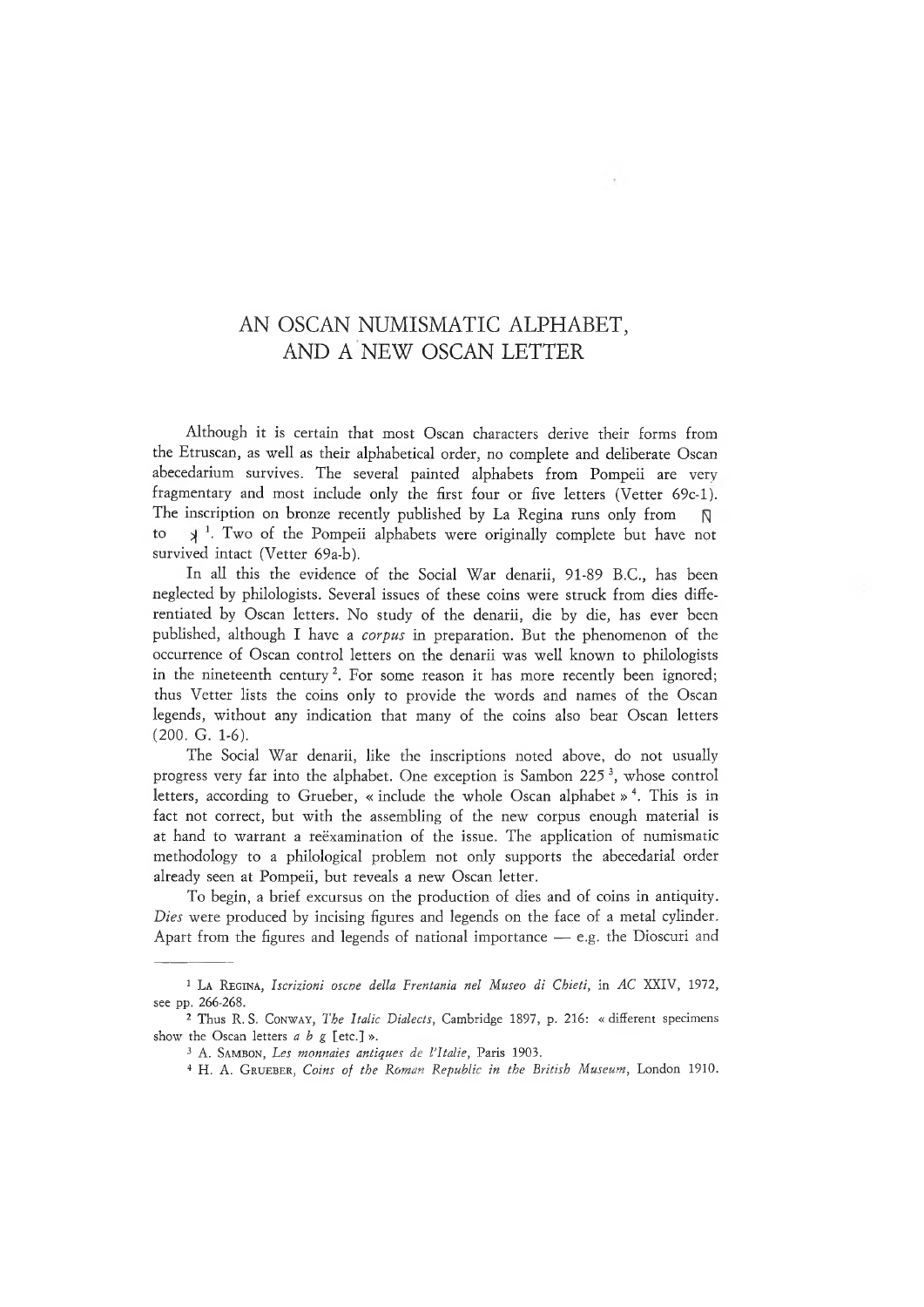# AN OSCAN NUMISMATIC ALPHABET, AND A NEW OSCAN LETTER

Although it is certain that most Oscan characters derive their forms from the Etruscan, as well as their alphabetical order, no complete and deliberate Oscan abecedarium survives. The several painted alphabets from Pompeii are very fragmentary and most include only the first four or five letters (Vetter 69c-1). The inscription on bronze recently published by La Regina runs only from ꟼ to ꓘ [1]. Two of the Pompeii alphabets were originally complete but have not survived intact (Vetter 69a-b).

In all this the evidence of the Social War denarii, 91-89 B.C., has been neglected by philologists. Several issues of these coins were struck from dies differentiated by Oscan letters. No study of the denarii, die by die, has ever been published, although I have a *corpus* in preparation. But the phenomenon of the occurrence of Oscan control letters on the denarii was well known to philologists in the nineteenth century [2]. For some reason it has more recently been ignored; thus Vetter lists the coins only to provide the words and names of the Oscan legends, without any indication that many of the coins also bear Oscan letters (200. G. 1-6).

The Social War denarii, like the inscriptions noted above, do not usually progress very far into the alphabet. One exception is Sambon 225 [3], whose control letters, according to Grueber, « include the whole Oscan alphabet » [4]. This is in fact not correct, but with the assembling of the new corpus enough material is at hand to warrant a reëxamination of the issue. The application of numismatic methodology to a philological problem not only supports the abecedarial order already seen at Pompeii, but reveals a new Oscan letter.

To begin, a brief excursus on the production of dies and of coins in antiquity. *Dies* were produced by incising figures and legends on the face of a metal cylinder. Apart from the figures and legends of national importance — e.g. the Dioscuri and

---

[1] La Regina, *Iscrizioni osche della Frentania nel Museo di Chieti*, in *AC* XXIV, 1972, see pp. 266-268.

[2] Thus R. S. Conway, *The Italic Dialects*, Cambridge 1897, p. 216: « different specimens show the Oscan letters *a b g* [etc.] ».

[3] A. Sambon, *Les monnaies antiques de l'Italie*, Paris 1903.

[4] H. A. Grueber, *Coins of the Roman Republic in the British Museum*, London 1910.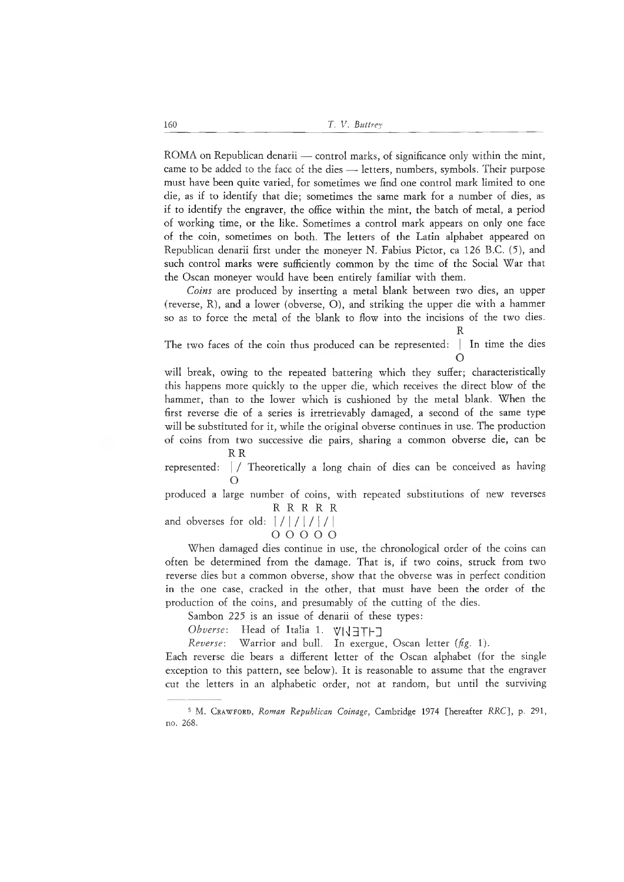ROMA on Republican denarii — control marks, of significance only within the mint, came to be added to the face of the dies — letters, numbers, symbols. Their purpose must have been quite varied, for sometimes we find one control mark limited to one die, as if to identify that die; sometimes the same mark for a number of dies, as if to identify the engraver, the office within the mint, the batch of metal, a period of working time, or the like. Sometimes a control mark appears on only one face of the coin, sometimes on both. The letters of the Latin alphabet appeared on Republican denarii first under the moneyer N. Fabius Pictor, ca 126 B.C. (5), and such control marks were sufficiently common by the time of the Social War that the Oscan moneyer would have been entirely familiar with them.

*Coins* are produced by inserting a metal blank between two dies, an upper (reverse, R), and a lower (obverse, O), and striking the upper die with a hammer so as to force the metal of the blank to flow into the incisions of the two dies. The two faces of the coin thus produced can be represented:

```
R
|
O
```

In time the dies will break, owing to the repeated battering which they suffer; characteristically this happens more quickly to the upper die, which receives the direct blow of the hammer, than to the lower which is cushioned by the metal blank. When the first reverse die of a series is irretrievably damaged, a second of the same type will be substituted for it, while the original obverse continues in use. The production of coins from two successive die pairs, sharing a common obverse die, can be represented:

```
R R
|/
O
```

Theoretically a long chain of dies can be conceived as having produced a large number of coins, with repeated substitutions of new reverses and obverses for old:

```
R R R R R
|/|/|/|/|
O O O O O
```

When damaged dies continue in use, the chronological order of the coins can often be determined from the damage. That is, if two coins, struck from two reverse dies but a common obverse, show that the obverse was in perfect condition in the one case, cracked in the other, that must have been the order of the production of the coins, and presumably of the cutting of the dies.

Sambon 225 is an issue of denarii of these types:

*Obverse*: Head of Italia 1. ᐯIИ∃TꟷƆ

*Reverse*: Warrior and bull. In exergue, Oscan letter (*fig.* 1).

Each reverse die bears a different letter of the Oscan alphabet (for the single exception to this pattern, see below). It is reasonable to assume that the engraver cut the letters in an alphabetic order, not at random, but until the surviving

---

[5] M. Crawford, *Roman Republican Coinage*, Cambridge 1974 [hereafter *RRC*], p. 291, no. 268.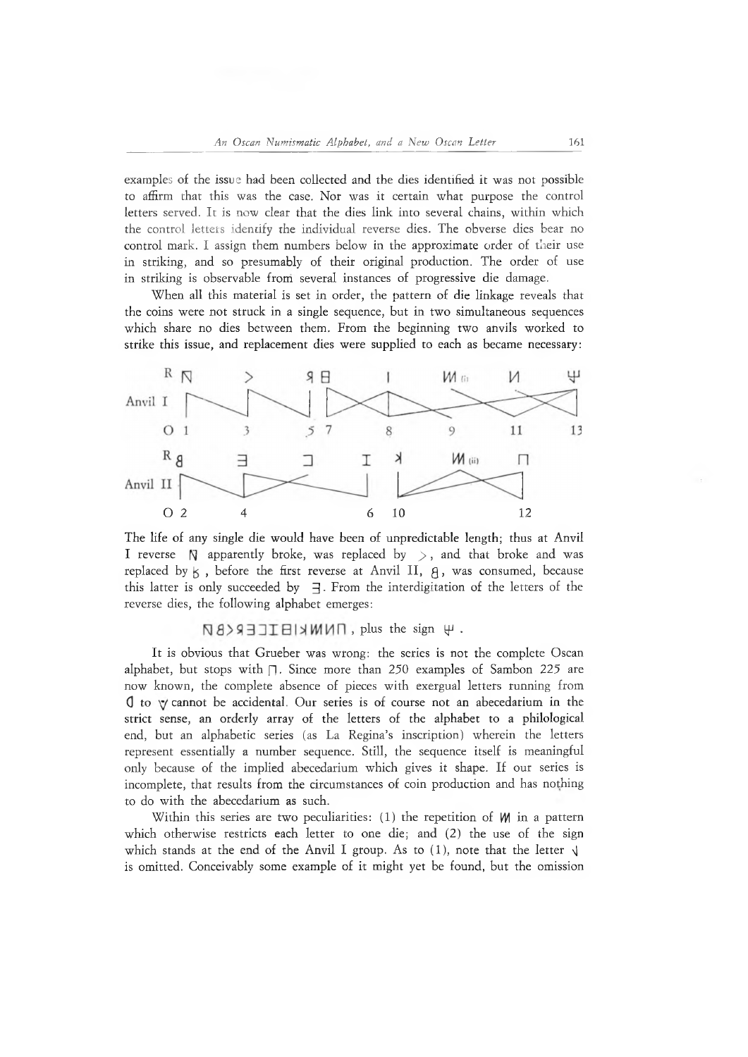examples of the issue had been collected and the dies identified it was not possible to affirm that this was the case. Nor was it certain what purpose the control letters served. It is now clear that the dies link into several chains, within which the control letters identify the individual reverse dies. The obverse dies bear no control mark. I assign them numbers below in the approximate order of their use in striking, and so presumably of their original production. The order of use in striking is observable from several instances of progressive die damage.

When all this material is set in order, the pattern of die linkage reveals that the coins were not struck in a single sequence, but in two simultaneous sequences which share no dies between them. From the beginning two anvils worked to strike this issue, and replacement dies were supplied to each as became necessary:

```
        R  ꟼ     >      ꓤ 日     I      ꟽ (i)    И      Ψ
Anvil I
        O  1     3      5  7     8      9       11     13

        R  8     ∃      ⊐        I   ꓘ   ꟽ (ii)    Π
Anvil II
        O  2     4               6   10           12
```

The life of any single die would have been of unpredictable length; thus at Anvil I reverse ꟼ apparently broke, was replaced by >, and that broke and was replaced by ꓤ, before the first reverse at Anvil II, 8, was consumed, because this latter is only succeeded by ∃. From the interdigitation of the letters of the reverse dies, the following alphabet emerges:

ꟼ8>ꓤ∃⊐I日IꓘꟽИΠ, plus the sign Ψ.

It is obvious that Grueber was wrong: the series is not the complete Oscan alphabet, but stops with Π. Since more than 250 examples of Sambon 225 are now known, the complete absence of pieces with exergual letters running from Ꭶ to ꓦ cannot be accidental. Our series is of course not an abecedarium in the strict sense, an orderly array of the letters of the alphabet to a philological end, but an alphabetic series (as La Regina's inscription) wherein the letters represent essentially a number sequence. Still, the sequence itself is meaningful only because of the implied abecedarium which gives it shape. If our series is incomplete, that results from the circumstances of coin production and has nothing to do with the abecedarium as such.

Within this series are two peculiarities: (1) the repetition of ꟽ in a pattern which otherwise restricts each letter to one die; and (2) the use of the sign which stands at the end of the Anvil I group. As to (1), note that the letter ꓥ is omitted. Conceivably some example of it might yet be found, but the omission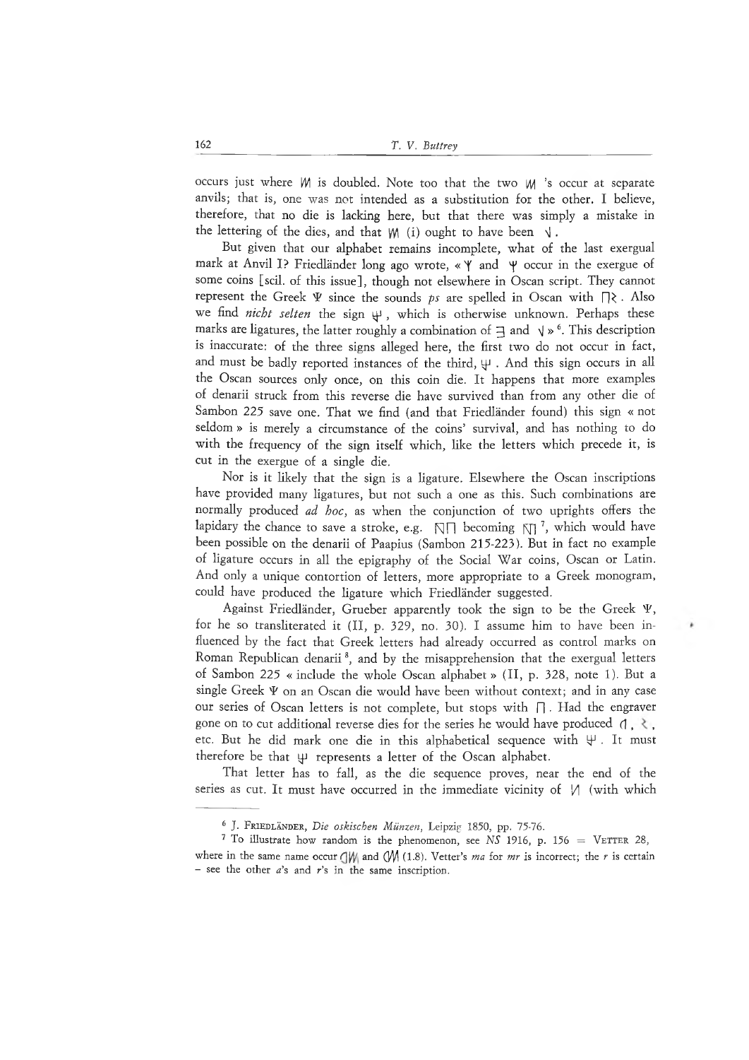occurs just where ꟽ is doubled. Note too that the two ꟽ 's occur at separate anvils; that is, one was not intended as a substitution for the other. I believe, therefore, that no die is lacking here, but that there was simply a mistake in the lettering of the dies, and that ꟽ (i) ought to have been √.

But given that our alphabet remains incomplete, what of the last exergual mark at Anvil I? Friedländer long ago wrote, « Y and Ψ occur in the exergue of some coins [scil. of this issue], though not elsewhere in Oscan script. They cannot represent the Greek Ψ since the sounds *ps* are spelled in Oscan with ⊓ϟ. Also we find *nicht selten* the sign Ψ, which is otherwise unknown. Perhaps these marks are ligatures, the latter roughly a combination of ∃ and √ »[6]. This description is inaccurate: of the three signs alleged here, the first two do not occur in fact, and must be badly reported instances of the third, Ψ. And this sign occurs in all the Oscan sources only once, on this coin die. It happens that more examples of denarii struck from this reverse die have survived than from any other die of Sambon 225 save one. That we find (and that Friedländer found) this sign « not seldom » is merely a circumstance of the coins' survival, and has nothing to do with the frequency of the sign itself which, like the letters which precede it, is cut in the exergue of a single die.

Nor is it likely that the sign is a ligature. Elsewhere the Oscan inscriptions have provided many ligatures, but not such a one as this. Such combinations are normally produced *ad hoc*, as when the conjunction of two uprights offers the lapidary the chance to save a stroke, e.g. ꟽ⊓ becoming ꟽ⊓ [7], which would have been possible on the denarii of Paapius (Sambon 215-223). But in fact no example of ligature occurs in all the epigraphy of the Social War coins, Oscan or Latin. And only a unique contortion of letters, more appropriate to a Greek monogram, could have produced the ligature which Friedländer suggested.

Against Friedländer, Grueber apparently took the sign to be the Greek Ψ, for he so transliterated it (II, p. 329, no. 30). I assume him to have been influenced by the fact that Greek letters had already occurred as control marks on Roman Republican denarii [8], and by the misapprehension that the exergual letters of Sambon 225 « include the whole Oscan alphabet » (II, p. 328, note 1). But a single Greek Ψ on an Oscan die would have been without context; and in any case our series of Oscan letters is not complete, but stops with ⊓. Had the engraver gone on to cut additional reverse dies for the series he would have produced ᑫ, ϟ, etc. But he did mark one die in this alphabetical sequence with Ψ. It must therefore be that Ψ represents a letter of the Oscan alphabet.

That letter has to fall, as the die sequence proves, near the end of the series as cut. It must have occurred in the immediate vicinity of ꟽ (with which

---

[6] J. Friedländer, *Die oskischen Münzen*, Leipzig 1850, pp. 75-76.

[7] To illustrate how random is the phenomenon, see *NS* 1916, p. 156 = Vetter 28, where in the same name occur ᑫꟽ and ᑫꟽ (1.8). Vetter's *ma* for *mr* is incorrect; the *r* is certain – see the other *a*'s and *r*'s in the same inscription.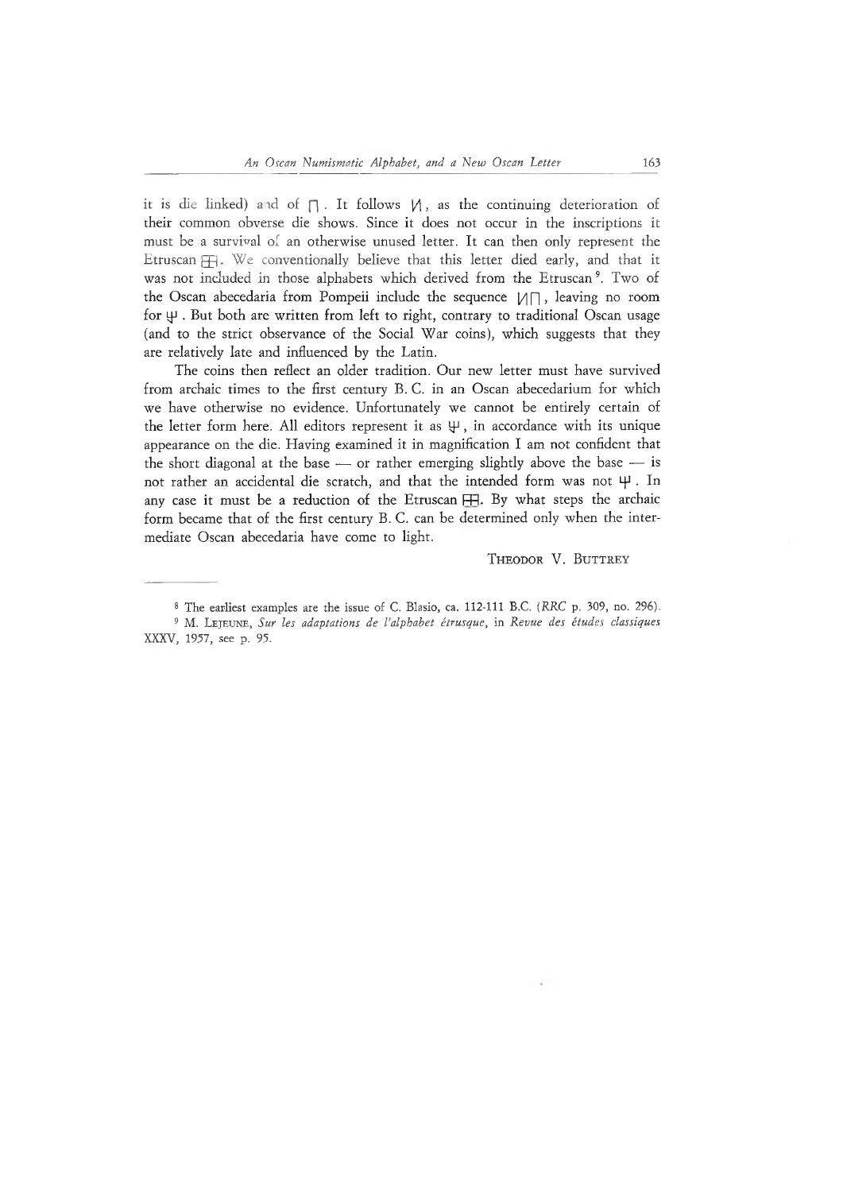it is die linked) and of ⊓. It follows ˥/, as the continuing deterioration of their common obverse die shows. Since it does not occur in the inscriptions it must be a survival of an otherwise unused letter. It can then only represent the Etruscan ⊞. We conventionally believe that this letter died early, and that it was not included in those alphabets which derived from the Etruscan[9]. Two of the Oscan abecedaria from Pompeii include the sequence /⊓, leaving no room for ⊎. But both are written from left to right, contrary to traditional Oscan usage (and to the strict observance of the Social War coins), which suggests that they are relatively late and influenced by the Latin.

The coins then reflect an older tradition. Our new letter must have survived from archaic times to the first century B. C. in an Oscan abecedarium for which we have otherwise no evidence. Unfortunately we cannot be entirely certain of the letter form here. All editors represent it as ⊎, in accordance with its unique appearance on the die. Having examined it in magnification I am not confident that the short diagonal at the base — or rather emerging slightly above the base — is not rather an accidental die scratch, and that the intended form was not ⊎. In any case it must be a reduction of the Etruscan ⊞. By what steps the archaic form became that of the first century B. C. can be determined only when the intermediate Oscan abecedaria have come to light.

THEODOR V. BUTTREY

---

[8] The earliest examples are the issue of C. Blasio, ca. 112-111 B.C. (*RRC* p. 309, no. 296).

[9] M. LEJEUNE, *Sur les adaptations de l'alphabet étrusque*, in *Revue des études classiques* XXXV, 1957, see p. 95.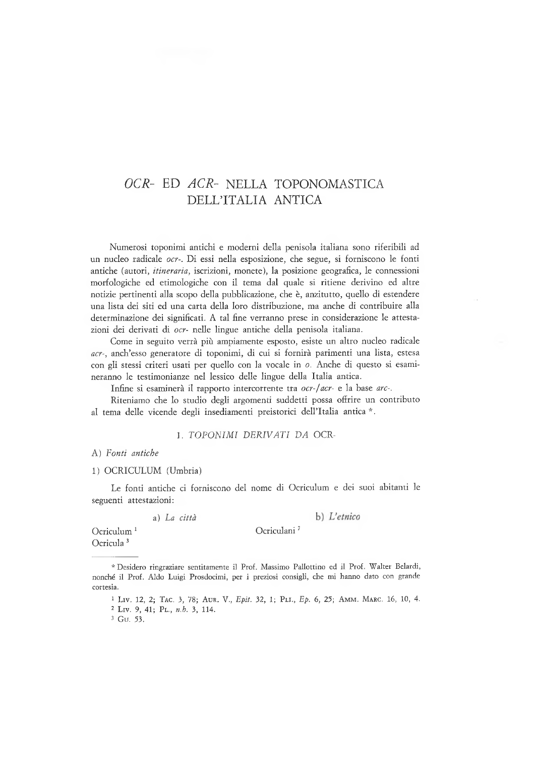# *OCR-* ED *ACR-* NELLA TOPONOMASTICA DELL'ITALIA ANTICA

Numerosi toponimi antichi e moderni della penisola italiana sono riferibili ad un nucleo radicale *ocr-*. Di essi nella esposizione, che segue, si forniscono le fonti antiche (autori, *itineraria*, iscrizioni, monete), la posizione geografica, le connessioni morfologiche ed etimologiche con il tema dal quale si ritiene derivino ed altre notizie pertinenti alla scopo della pubblicazione, che è, anzitutto, quello di estendere una lista dei siti ed una carta della loro distribuzione, ma anche di contribuire alla determinazione dei significati. A tal fine verranno prese in considerazione le attestazioni dei derivati di *ocr-* nelle lingue antiche della penisola italiana.

Come in seguito verrà più ampiamente esposto, esiste un altro nucleo radicale *acr-*, anch'esso generatore di toponimi, di cui si fornirà parimenti una lista, estesa con gli stessi criteri usati per quello con la vocale in *o*. Anche di questo si esamineranno le testimonianze nel lessico delle lingue della Italia antica.

Infine si esaminerà il rapporto intercorrente tra *ocr-/acr-* e la base *arc-*.

Riteniamo che lo studio degli argomenti suddetti possa offrire un contributo al tema delle vicende degli insediamenti preistorici dell'Italia antica \*.

## 1. *TOPONIMI DERIVATI DA* OCR-

### A) *Fonti antiche*

#### 1) OCRICULUM (Umbria)

Le fonti antiche ci forniscono del nome di Ocriculum e dei suoi abitanti le seguenti attestazioni:

| a) *La città* | b) *L'etnico* |
|---|---|
| Ocriculum [1] | Ocriculani [2] |
| Ocricula [3] | |

---

\* Desidero ringraziare sentitamente il Prof. Massimo Pallottino ed il Prof. Walter Belardi, nonché il Prof. Aldo Luigi Prosdocimi, per i preziosi consigli, che mi hanno dato con grande cortesia.

[1] Liv. 12, 2; Tac. 3, 78; Aur. V., *Epit.* 32, 1; Pli., *Ep.* 6, 25; Amm. Marc. 16, 10, 4.

[2] Liv. 9, 41; Pl., *n.h.* 3, 114.

[3] Gu. 53.